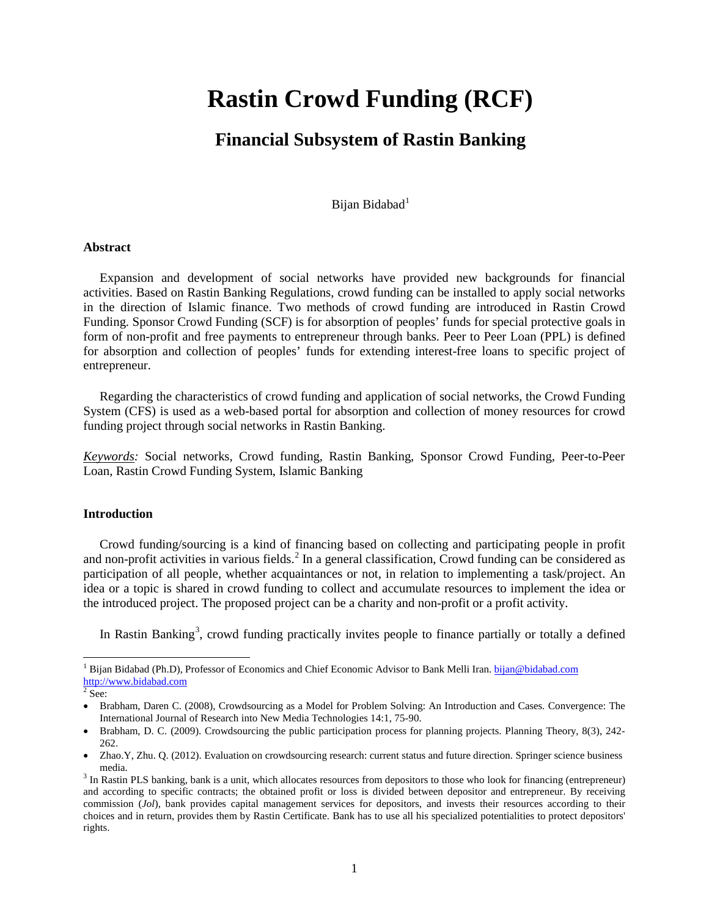# Rastin Crowd Funding (RCF)

## Financial Subsystem of Rastin Banking

Bijan Bidabad[1]

### Abstract

Expansion and development of social networks have provided new backgrounds for financial activities. Based on Rastin Banking Regulations, crowd funding can be installed to apply social networks in the direction of Islamic finance. Two methods of crowd funding are introduced in Rastin Crowd Funding. Sponsor Crowd Funding (SCF) is for absorption of peoples' funds for special protective goals in form of non-profit and free payments to entrepreneur through banks. Peer to Peer Loan (PPL) is defined for absorption and collection of peoples' funds for extending interest-free loans to specific project of entrepreneur.

Regarding the characteristics of crowd funding and application of social networks, the Crowd Funding System (CFS) is used as a web-based portal for absorption and collection of money resources for crowd funding project through social networks in Rastin Banking.

*Keywords:* Social networks, Crowd funding, Rastin Banking, Sponsor Crowd Funding, Peer-to-Peer Loan, Rastin Crowd Funding System, Islamic Banking

### Introduction

Crowd funding/sourcing is a kind of financing based on collecting and participating people in profit and non-profit activities in various fields.[2] In a general classification, Crowd funding can be considered as participation of all people, whether acquaintances or not, in relation to implementing a task/project. An idea or a topic is shared in crowd funding to collect and accumulate resources to implement the idea or the introduced project. The proposed project can be a charity and non-profit or a profit activity.

In Rastin Banking[3], crowd funding practically invites people to finance partially or totally a defined

---

[1] Bijan Bidabad (Ph.D), Professor of Economics and Chief Economic Advisor to Bank Melli Iran. bijan@bidabad.com http://www.bidabad.com

[2] See:

- Brabham, Daren C. (2008), Crowdsourcing as a Model for Problem Solving: An Introduction and Cases. Convergence: The International Journal of Research into New Media Technologies 14:1, 75-90.
- Brabham, D. C. (2009). Crowdsourcing the public participation process for planning projects. Planning Theory, 8(3), 242-262.
- Zhao.Y, Zhu. Q. (2012). Evaluation on crowdsourcing research: current status and future direction. Springer science business media.

[3] In Rastin PLS banking, bank is a unit, which allocates resources from depositors to those who look for financing (entrepreneur) and according to specific contracts; the obtained profit or loss is divided between depositor and entrepreneur. By receiving commission (*Jol*), bank provides capital management services for depositors, and invests their resources according to their choices and in return, provides them by Rastin Certificate. Bank has to use all his specialized potentialities to protect depositors' rights.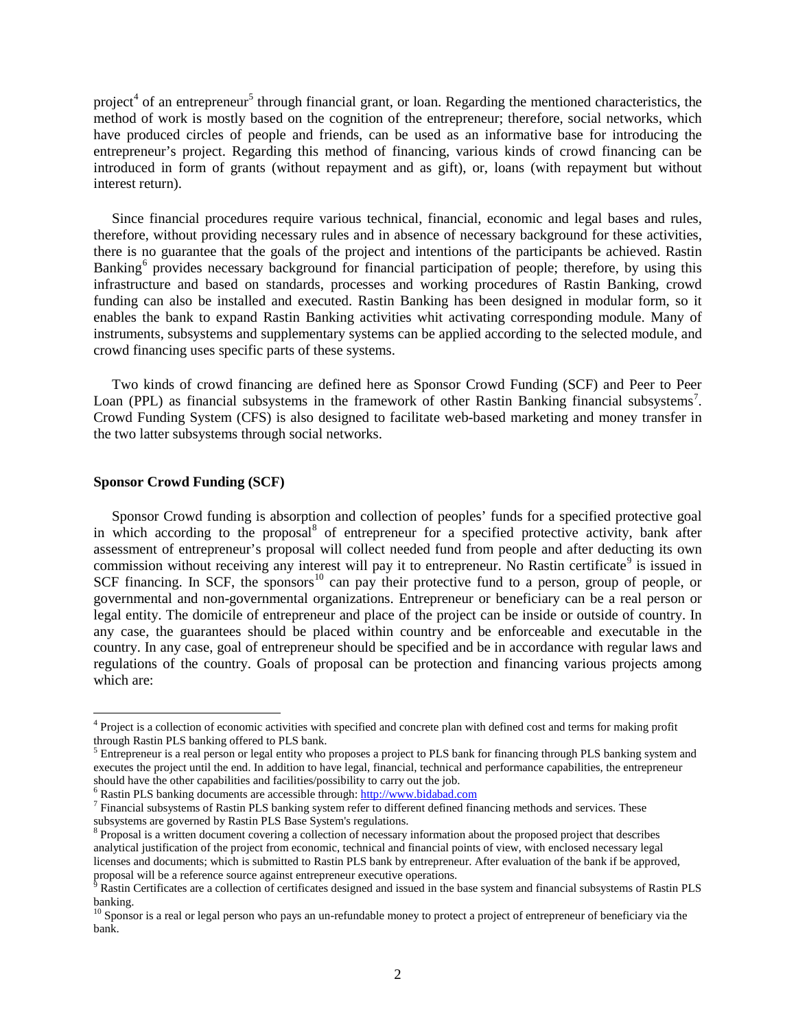project[4] of an entrepreneur[5] through financial grant, or loan. Regarding the mentioned characteristics, the method of work is mostly based on the cognition of the entrepreneur; therefore, social networks, which have produced circles of people and friends, can be used as an informative base for introducing the entrepreneur's project. Regarding this method of financing, various kinds of crowd financing can be introduced in form of grants (without repayment and as gift), or, loans (with repayment but without interest return).

Since financial procedures require various technical, financial, economic and legal bases and rules, therefore, without providing necessary rules and in absence of necessary background for these activities, there is no guarantee that the goals of the project and intentions of the participants be achieved. Rastin Banking[6] provides necessary background for financial participation of people; therefore, by using this infrastructure and based on standards, processes and working procedures of Rastin Banking, crowd funding can also be installed and executed. Rastin Banking has been designed in modular form, so it enables the bank to expand Rastin Banking activities whit activating corresponding module. Many of instruments, subsystems and supplementary systems can be applied according to the selected module, and crowd financing uses specific parts of these systems.

Two kinds of crowd financing are defined here as Sponsor Crowd Funding (SCF) and Peer to Peer Loan (PPL) as financial subsystems in the framework of other Rastin Banking financial subsystems[7]. Crowd Funding System (CFS) is also designed to facilitate web-based marketing and money transfer in the two latter subsystems through social networks.

**Sponsor Crowd Funding (SCF)**

Sponsor Crowd funding is absorption and collection of peoples' funds for a specified protective goal in which according to the proposal[8] of entrepreneur for a specified protective activity, bank after assessment of entrepreneur's proposal will collect needed fund from people and after deducting its own commission without receiving any interest will pay it to entrepreneur. No Rastin certificate[9] is issued in SCF financing. In SCF, the sponsors[10] can pay their protective fund to a person, group of people, or governmental and non-governmental organizations. Entrepreneur or beneficiary can be a real person or legal entity. The domicile of entrepreneur and place of the project can be inside or outside of country. In any case, the guarantees should be placed within country and be enforceable and executable in the country. In any case, goal of entrepreneur should be specified and be in accordance with regular laws and regulations of the country. Goals of proposal can be protection and financing various projects among which are:

---

[4] Project is a collection of economic activities with specified and concrete plan with defined cost and terms for making profit through Rastin PLS banking offered to PLS bank.

[5] Entrepreneur is a real person or legal entity who proposes a project to PLS bank for financing through PLS banking system and executes the project until the end. In addition to have legal, financial, technical and performance capabilities, the entrepreneur should have the other capabilities and facilities/possibility to carry out the job.

[6] Rastin PLS banking documents are accessible through: http://www.bidabad.com

[7] Financial subsystems of Rastin PLS banking system refer to different defined financing methods and services. These subsystems are governed by Rastin PLS Base System's regulations.

[8] Proposal is a written document covering a collection of necessary information about the proposed project that describes analytical justification of the project from economic, technical and financial points of view, with enclosed necessary legal licenses and documents; which is submitted to Rastin PLS bank by entrepreneur. After evaluation of the bank if be approved, proposal will be a reference source against entrepreneur executive operations.

[9] Rastin Certificates are a collection of certificates designed and issued in the base system and financial subsystems of Rastin PLS banking.

[10] Sponsor is a real or legal person who pays an un-refundable money to protect a project of entrepreneur of beneficiary via the bank.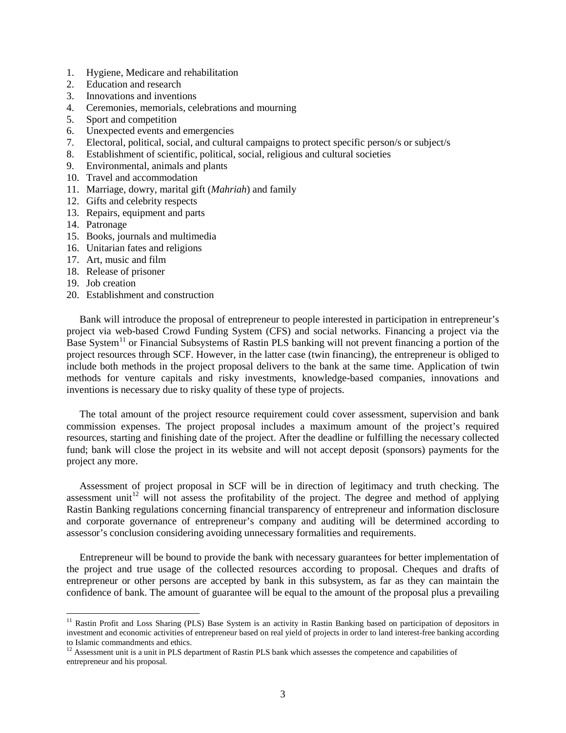1. Hygiene, Medicare and rehabilitation
2. Education and research
3. Innovations and inventions
4. Ceremonies, memorials, celebrations and mourning
5. Sport and competition
6. Unexpected events and emergencies
7. Electoral, political, social, and cultural campaigns to protect specific person/s or subject/s
8. Establishment of scientific, political, social, religious and cultural societies
9. Environmental, animals and plants
10. Travel and accommodation
11. Marriage, dowry, marital gift (*Mahriah*) and family
12. Gifts and celebrity respects
13. Repairs, equipment and parts
14. Patronage
15. Books, journals and multimedia
16. Unitarian fates and religions
17. Art, music and film
18. Release of prisoner
19. Job creation
20. Establishment and construction

Bank will introduce the proposal of entrepreneur to people interested in participation in entrepreneur's project via web-based Crowd Funding System (CFS) and social networks. Financing a project via the Base System[11] or Financial Subsystems of Rastin PLS banking will not prevent financing a portion of the project resources through SCF. However, in the latter case (twin financing), the entrepreneur is obliged to include both methods in the project proposal delivers to the bank at the same time. Application of twin methods for venture capitals and risky investments, knowledge-based companies, innovations and inventions is necessary due to risky quality of these type of projects.

The total amount of the project resource requirement could cover assessment, supervision and bank commission expenses. The project proposal includes a maximum amount of the project's required resources, starting and finishing date of the project. After the deadline or fulfilling the necessary collected fund; bank will close the project in its website and will not accept deposit (sponsors) payments for the project any more.

Assessment of project proposal in SCF will be in direction of legitimacy and truth checking. The assessment unit[12] will not assess the profitability of the project. The degree and method of applying Rastin Banking regulations concerning financial transparency of entrepreneur and information disclosure and corporate governance of entrepreneur's company and auditing will be determined according to assessor's conclusion considering avoiding unnecessary formalities and requirements.

Entrepreneur will be bound to provide the bank with necessary guarantees for better implementation of the project and true usage of the collected resources according to proposal. Cheques and drafts of entrepreneur or other persons are accepted by bank in this subsystem, as far as they can maintain the confidence of bank. The amount of guarantee will be equal to the amount of the proposal plus a prevailing

[11] Rastin Profit and Loss Sharing (PLS) Base System is an activity in Rastin Banking based on participation of depositors in investment and economic activities of entrepreneur based on real yield of projects in order to land interest-free banking according to Islamic commandments and ethics.

[12] Assessment unit is a unit in PLS department of Rastin PLS bank which assesses the competence and capabilities of entrepreneur and his proposal.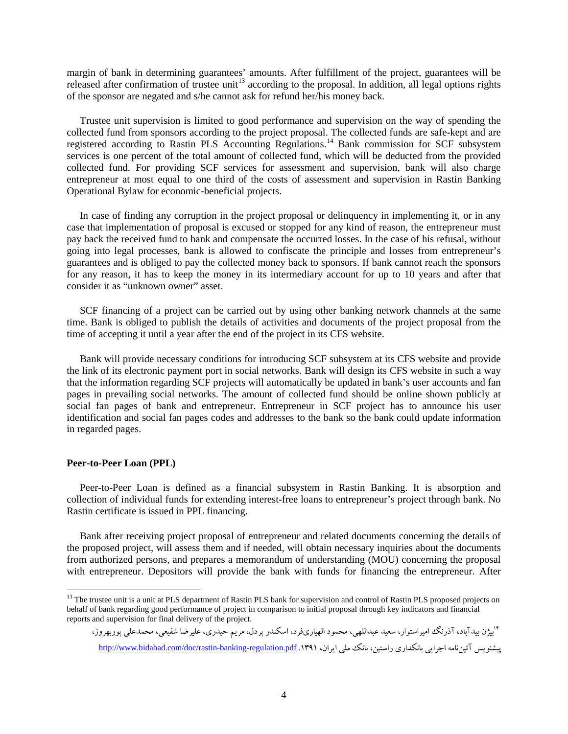margin of bank in determining guarantees' amounts. After fulfillment of the project, guarantees will be released after confirmation of trustee unit[13] according to the proposal. In addition, all legal options rights of the sponsor are negated and s/he cannot ask for refund her/his money back.

Trustee unit supervision is limited to good performance and supervision on the way of spending the collected fund from sponsors according to the project proposal. The collected funds are safe-kept and are registered according to Rastin PLS Accounting Regulations.[14] Bank commission for SCF subsystem services is one percent of the total amount of collected fund, which will be deducted from the provided collected fund. For providing SCF services for assessment and supervision, bank will also charge entrepreneur at most equal to one third of the costs of assessment and supervision in Rastin Banking Operational Bylaw for economic-beneficial projects.

In case of finding any corruption in the project proposal or delinquency in implementing it, or in any case that implementation of proposal is excused or stopped for any kind of reason, the entrepreneur must pay back the received fund to bank and compensate the occurred losses. In the case of his refusal, without going into legal processes, bank is allowed to confiscate the principle and losses from entrepreneur's guarantees and is obliged to pay the collected money back to sponsors. If bank cannot reach the sponsors for any reason, it has to keep the money in its intermediary account for up to 10 years and after that consider it as "unknown owner" asset.

SCF financing of a project can be carried out by using other banking network channels at the same time. Bank is obliged to publish the details of activities and documents of the project proposal from the time of accepting it until a year after the end of the project in its CFS website.

Bank will provide necessary conditions for introducing SCF subsystem at its CFS website and provide the link of its electronic payment port in social networks. Bank will design its CFS website in such a way that the information regarding SCF projects will automatically be updated in bank's user accounts and fan pages in prevailing social networks. The amount of collected fund should be online shown publicly at social fan pages of bank and entrepreneur. Entrepreneur in SCF project has to announce his user identification and social fan pages codes and addresses to the bank so the bank could update information in regarded pages.

**Peer-to-Peer Loan (PPL)**

Peer-to-Peer Loan is defined as a financial subsystem in Rastin Banking. It is absorption and collection of individual funds for extending interest-free loans to entrepreneur's project through bank. No Rastin certificate is issued in PPL financing.

Bank after receiving project proposal of entrepreneur and related documents concerning the details of the proposed project, will assess them and if needed, will obtain necessary inquiries about the documents from authorized persons, and prepares a memorandum of understanding (MOU) concerning the proposal with entrepreneur. Depositors will provide the bank with funds for financing the entrepreneur. After

---

[13] The trustee unit is a unit at PLS department of Rastin PLS bank for supervision and control of Rastin PLS proposed projects on behalf of bank regarding good performance of project in comparison to initial proposal through key indicators and financial reports and supervision for final delivery of the project.

[14] بیژن بیدآباد، آذرنگ امیراستوار، سعید عبداللهی، محمود الهیاری‌فرد، اسکندر پردل، مریم حیدری، علیرضا شفیعی، محمدعلی پوربهروز، پیشنویس آئین‌نامه اجرایی بانکداری راستین، بانک ملی ایران، ۱۳۹۱. http://www.bidabad.com/doc/rastin-banking-regulation.pdf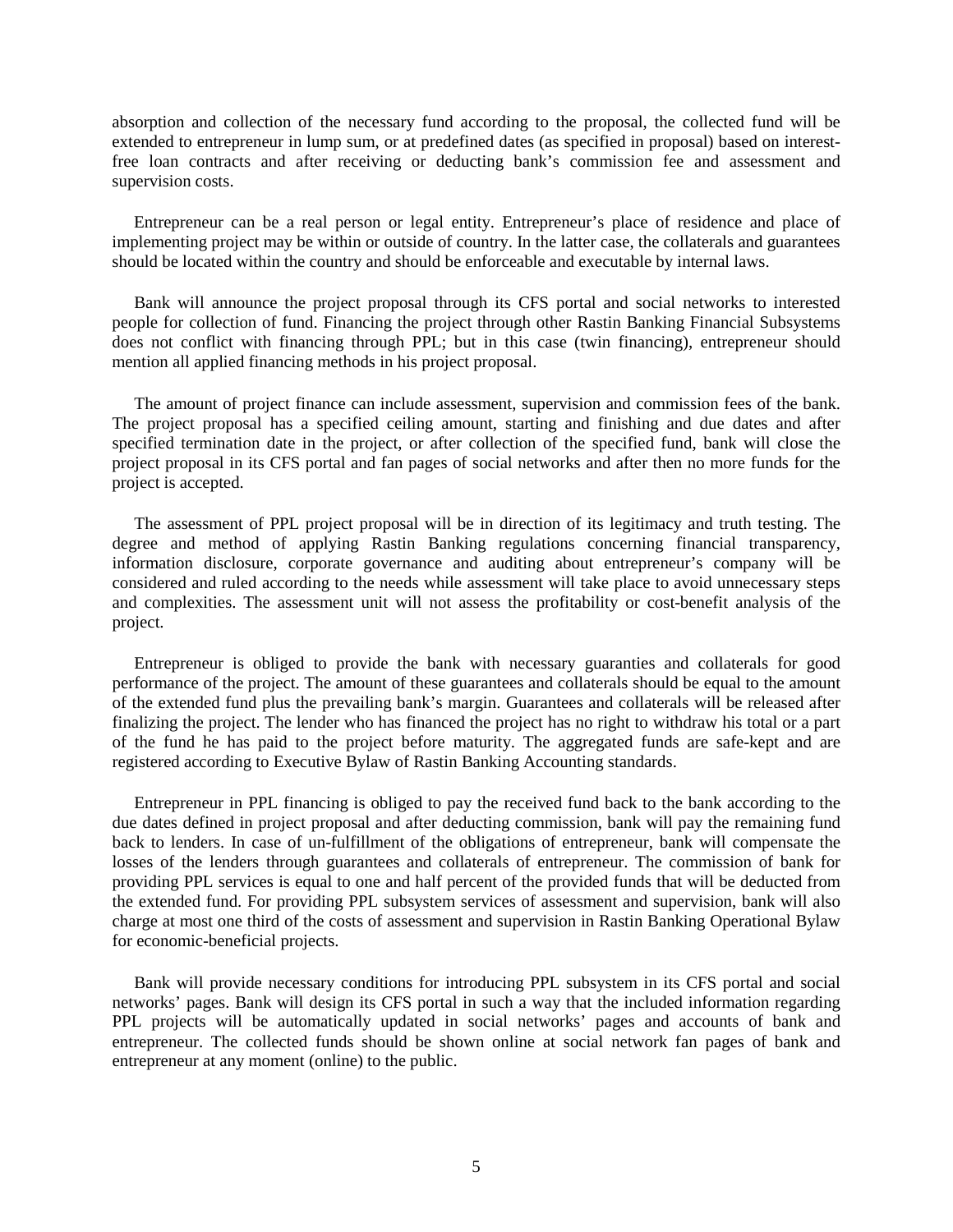absorption and collection of the necessary fund according to the proposal, the collected fund will be extended to entrepreneur in lump sum, or at predefined dates (as specified in proposal) based on interest-free loan contracts and after receiving or deducting bank's commission fee and assessment and supervision costs.

Entrepreneur can be a real person or legal entity. Entrepreneur's place of residence and place of implementing project may be within or outside of country. In the latter case, the collaterals and guarantees should be located within the country and should be enforceable and executable by internal laws.

Bank will announce the project proposal through its CFS portal and social networks to interested people for collection of fund. Financing the project through other Rastin Banking Financial Subsystems does not conflict with financing through PPL; but in this case (twin financing), entrepreneur should mention all applied financing methods in his project proposal.

The amount of project finance can include assessment, supervision and commission fees of the bank. The project proposal has a specified ceiling amount, starting and finishing and due dates and after specified termination date in the project, or after collection of the specified fund, bank will close the project proposal in its CFS portal and fan pages of social networks and after then no more funds for the project is accepted.

The assessment of PPL project proposal will be in direction of its legitimacy and truth testing. The degree and method of applying Rastin Banking regulations concerning financial transparency, information disclosure, corporate governance and auditing about entrepreneur's company will be considered and ruled according to the needs while assessment will take place to avoid unnecessary steps and complexities. The assessment unit will not assess the profitability or cost-benefit analysis of the project.

Entrepreneur is obliged to provide the bank with necessary guaranties and collaterals for good performance of the project. The amount of these guarantees and collaterals should be equal to the amount of the extended fund plus the prevailing bank's margin. Guarantees and collaterals will be released after finalizing the project. The lender who has financed the project has no right to withdraw his total or a part of the fund he has paid to the project before maturity. The aggregated funds are safe-kept and are registered according to Executive Bylaw of Rastin Banking Accounting standards.

Entrepreneur in PPL financing is obliged to pay the received fund back to the bank according to the due dates defined in project proposal and after deducting commission, bank will pay the remaining fund back to lenders. In case of un-fulfillment of the obligations of entrepreneur, bank will compensate the losses of the lenders through guarantees and collaterals of entrepreneur. The commission of bank for providing PPL services is equal to one and half percent of the provided funds that will be deducted from the extended fund. For providing PPL subsystem services of assessment and supervision, bank will also charge at most one third of the costs of assessment and supervision in Rastin Banking Operational Bylaw for economic-beneficial projects.

Bank will provide necessary conditions for introducing PPL subsystem in its CFS portal and social networks' pages. Bank will design its CFS portal in such a way that the included information regarding PPL projects will be automatically updated in social networks' pages and accounts of bank and entrepreneur. The collected funds should be shown online at social network fan pages of bank and entrepreneur at any moment (online) to the public.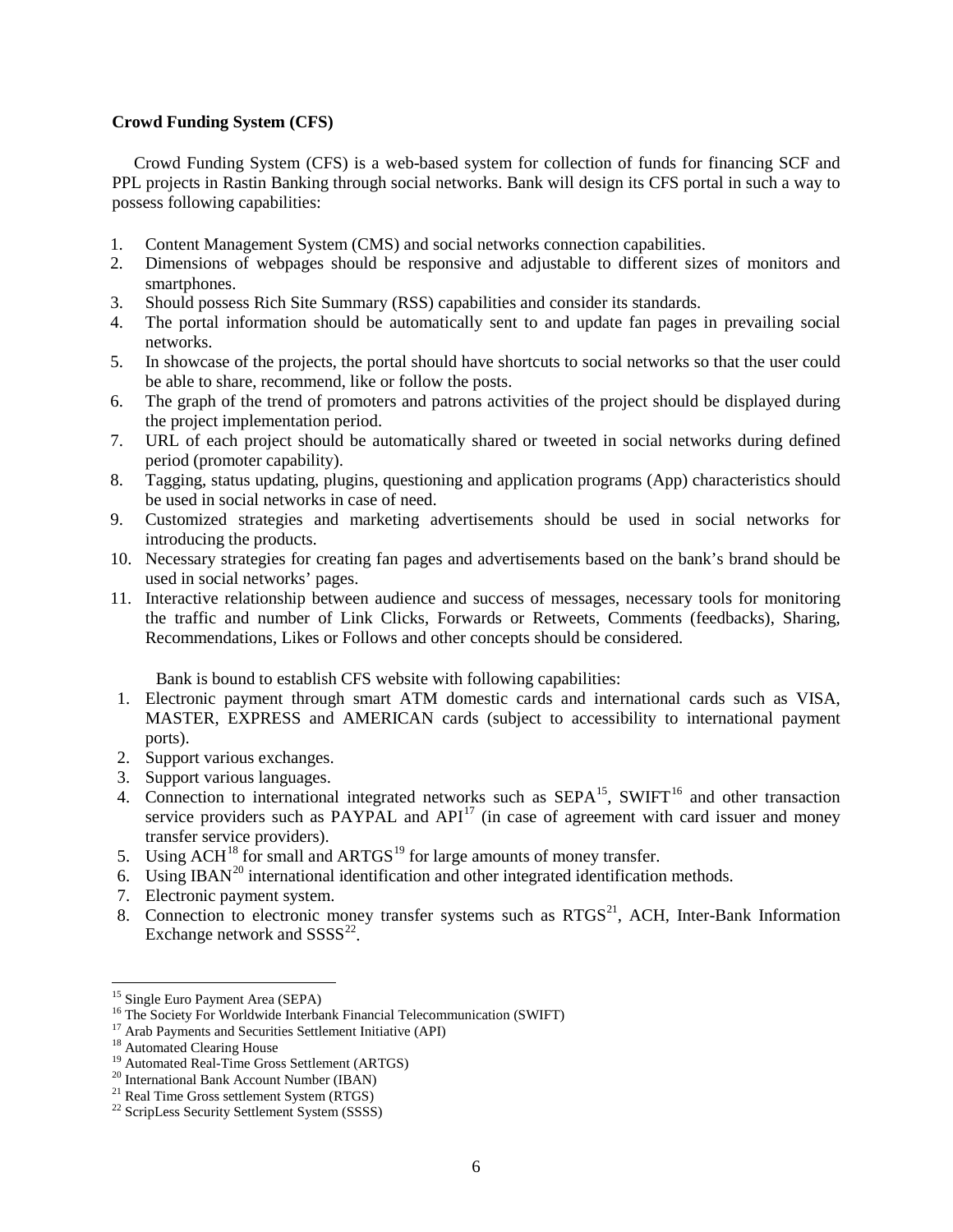**Crowd Funding System (CFS)**

Crowd Funding System (CFS) is a web-based system for collection of funds for financing SCF and PPL projects in Rastin Banking through social networks. Bank will design its CFS portal in such a way to possess following capabilities:

1. Content Management System (CMS) and social networks connection capabilities.
2. Dimensions of webpages should be responsive and adjustable to different sizes of monitors and smartphones.
3. Should possess Rich Site Summary (RSS) capabilities and consider its standards.
4. The portal information should be automatically sent to and update fan pages in prevailing social networks.
5. In showcase of the projects, the portal should have shortcuts to social networks so that the user could be able to share, recommend, like or follow the posts.
6. The graph of the trend of promoters and patrons activities of the project should be displayed during the project implementation period.
7. URL of each project should be automatically shared or tweeted in social networks during defined period (promoter capability).
8. Tagging, status updating, plugins, questioning and application programs (App) characteristics should be used in social networks in case of need.
9. Customized strategies and marketing advertisements should be used in social networks for introducing the products.
10. Necessary strategies for creating fan pages and advertisements based on the bank's brand should be used in social networks' pages.
11. Interactive relationship between audience and success of messages, necessary tools for monitoring the traffic and number of Link Clicks, Forwards or Retweets, Comments (feedbacks), Sharing, Recommendations, Likes or Follows and other concepts should be considered.

Bank is bound to establish CFS website with following capabilities:

1. Electronic payment through smart ATM domestic cards and international cards such as VISA, MASTER, EXPRESS and AMERICAN cards (subject to accessibility to international payment ports).
2. Support various exchanges.
3. Support various languages.
4. Connection to international integrated networks such as SEPA[15], SWIFT[16] and other transaction service providers such as PAYPAL and API[17] (in case of agreement with card issuer and money transfer service providers).
5. Using ACH[18] for small and ARTGS[19] for large amounts of money transfer.
6. Using IBAN[20] international identification and other integrated identification methods.
7. Electronic payment system.
8. Connection to electronic money transfer systems such as RTGS[21], ACH, Inter-Bank Information Exchange network and SSSS[22].

---

[15] Single Euro Payment Area (SEPA)
[16] The Society For Worldwide Interbank Financial Telecommunication (SWIFT)
[17] Arab Payments and Securities Settlement Initiative (API)
[18] Automated Clearing House
[19] Automated Real-Time Gross Settlement (ARTGS)
[20] International Bank Account Number (IBAN)
[21] Real Time Gross settlement System (RTGS)
[22] ScripLess Security Settlement System (SSSS)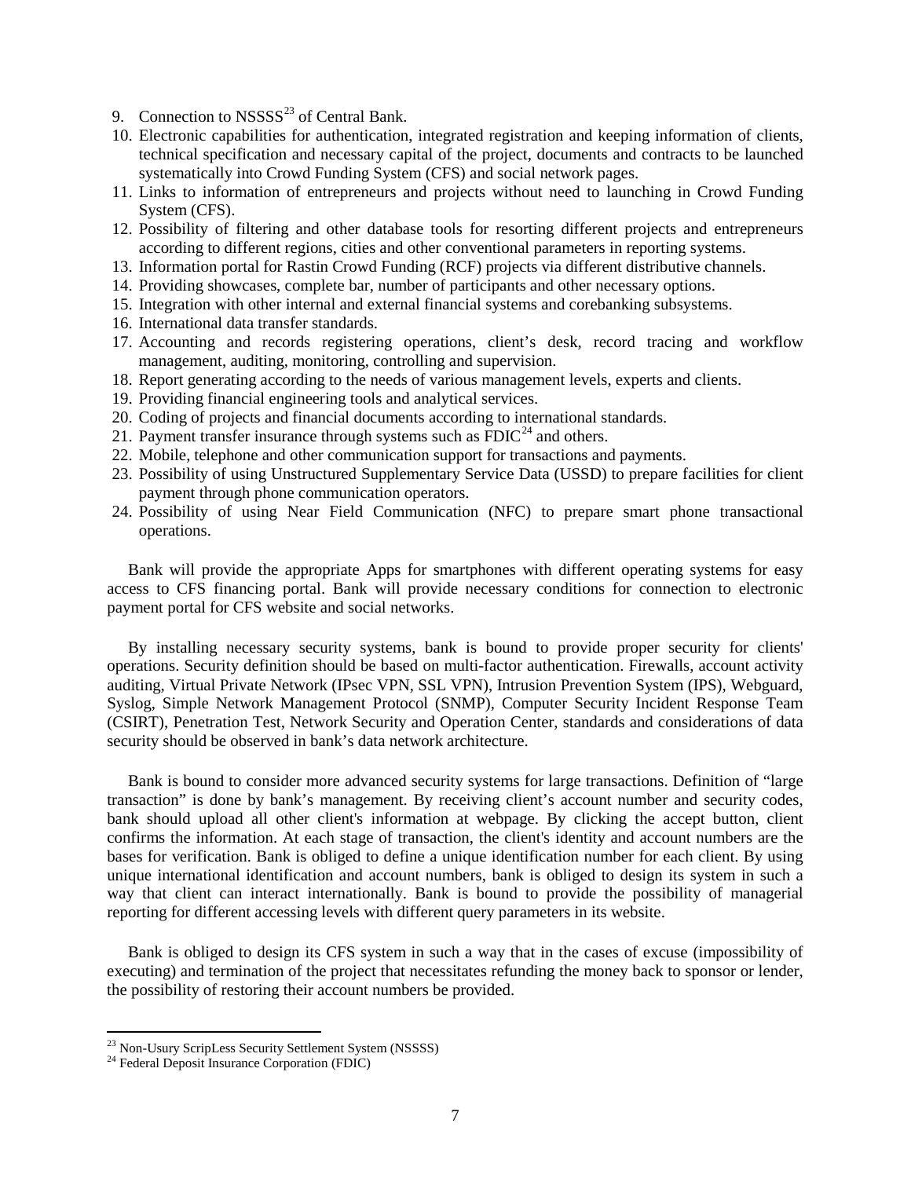9. Connection to NSSSS[23] of Central Bank.
10. Electronic capabilities for authentication, integrated registration and keeping information of clients, technical specification and necessary capital of the project, documents and contracts to be launched systematically into Crowd Funding System (CFS) and social network pages.
11. Links to information of entrepreneurs and projects without need to launching in Crowd Funding System (CFS).
12. Possibility of filtering and other database tools for resorting different projects and entrepreneurs according to different regions, cities and other conventional parameters in reporting systems.
13. Information portal for Rastin Crowd Funding (RCF) projects via different distributive channels.
14. Providing showcases, complete bar, number of participants and other necessary options.
15. Integration with other internal and external financial systems and corebanking subsystems.
16. International data transfer standards.
17. Accounting and records registering operations, client's desk, record tracing and workflow management, auditing, monitoring, controlling and supervision.
18. Report generating according to the needs of various management levels, experts and clients.
19. Providing financial engineering tools and analytical services.
20. Coding of projects and financial documents according to international standards.
21. Payment transfer insurance through systems such as FDIC[24] and others.
22. Mobile, telephone and other communication support for transactions and payments.
23. Possibility of using Unstructured Supplementary Service Data (USSD) to prepare facilities for client payment through phone communication operators.
24. Possibility of using Near Field Communication (NFC) to prepare smart phone transactional operations.

Bank will provide the appropriate Apps for smartphones with different operating systems for easy access to CFS financing portal. Bank will provide necessary conditions for connection to electronic payment portal for CFS website and social networks.

By installing necessary security systems, bank is bound to provide proper security for clients' operations. Security definition should be based on multi-factor authentication. Firewalls, account activity auditing, Virtual Private Network (IPsec VPN, SSL VPN), Intrusion Prevention System (IPS), Webguard, Syslog, Simple Network Management Protocol (SNMP), Computer Security Incident Response Team (CSIRT), Penetration Test, Network Security and Operation Center, standards and considerations of data security should be observed in bank's data network architecture.

Bank is bound to consider more advanced security systems for large transactions. Definition of "large transaction" is done by bank's management. By receiving client's account number and security codes, bank should upload all other client's information at webpage. By clicking the accept button, client confirms the information. At each stage of transaction, the client's identity and account numbers are the bases for verification. Bank is obliged to define a unique identification number for each client. By using unique international identification and account numbers, bank is obliged to design its system in such a way that client can interact internationally. Bank is bound to provide the possibility of managerial reporting for different accessing levels with different query parameters in its website.

Bank is obliged to design its CFS system in such a way that in the cases of excuse (impossibility of executing) and termination of the project that necessitates refunding the money back to sponsor or lender, the possibility of restoring their account numbers be provided.

[23] Non-Usury ScripLess Security Settlement System (NSSSS)

[24] Federal Deposit Insurance Corporation (FDIC)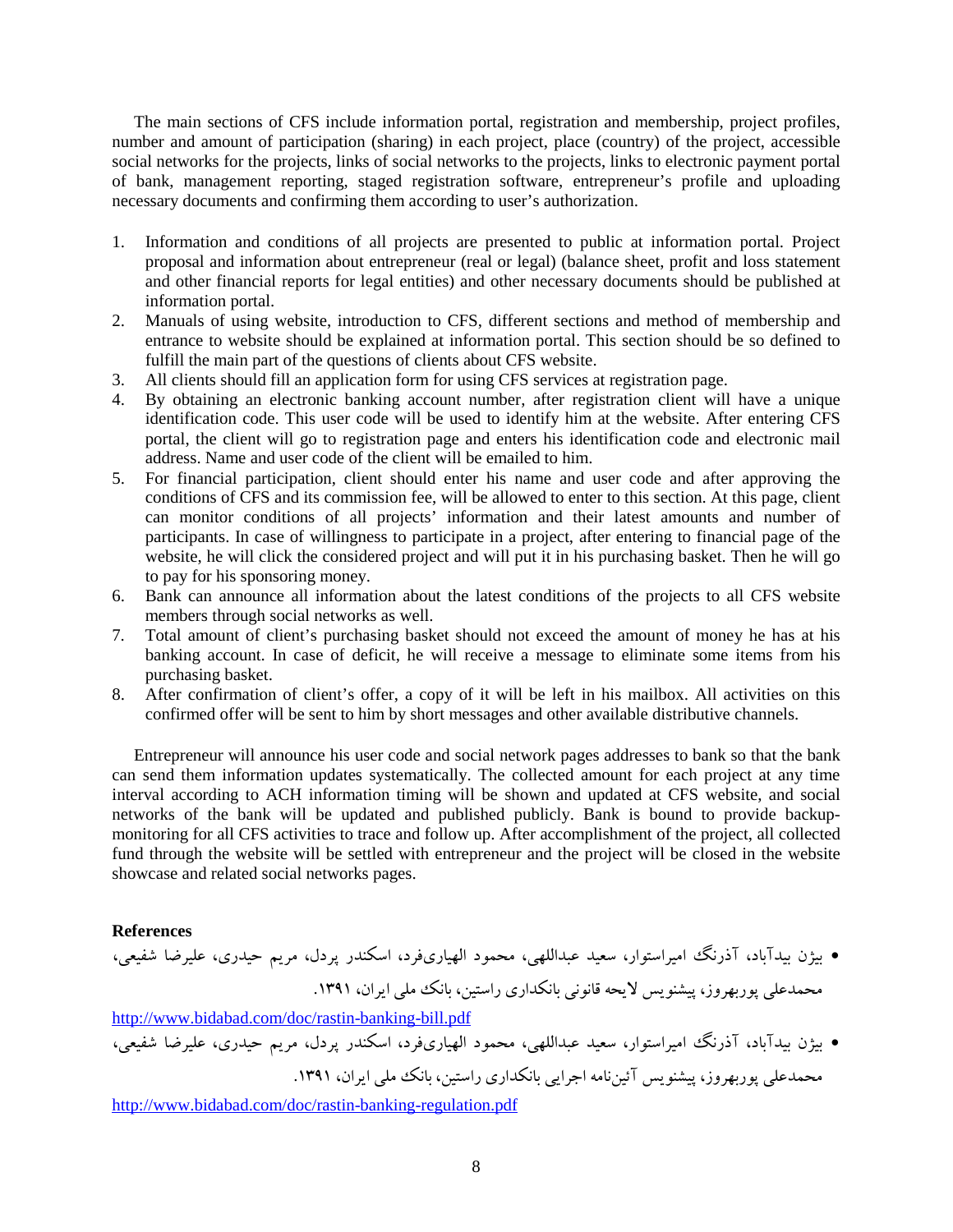The main sections of CFS include information portal, registration and membership, project profiles, number and amount of participation (sharing) in each project, place (country) of the project, accessible social networks for the projects, links of social networks to the projects, links to electronic payment portal of bank, management reporting, staged registration software, entrepreneur's profile and uploading necessary documents and confirming them according to user's authorization.

1. Information and conditions of all projects are presented to public at information portal. Project proposal and information about entrepreneur (real or legal) (balance sheet, profit and loss statement and other financial reports for legal entities) and other necessary documents should be published at information portal.
2. Manuals of using website, introduction to CFS, different sections and method of membership and entrance to website should be explained at information portal. This section should be so defined to fulfill the main part of the questions of clients about CFS website.
3. All clients should fill an application form for using CFS services at registration page.
4. By obtaining an electronic banking account number, after registration client will have a unique identification code. This user code will be used to identify him at the website. After entering CFS portal, the client will go to registration page and enters his identification code and electronic mail address. Name and user code of the client will be emailed to him.
5. For financial participation, client should enter his name and user code and after approving the conditions of CFS and its commission fee, will be allowed to enter to this section. At this page, client can monitor conditions of all projects' information and their latest amounts and number of participants. In case of willingness to participate in a project, after entering to financial page of the website, he will click the considered project and will put it in his purchasing basket. Then he will go to pay for his sponsoring money.
6. Bank can announce all information about the latest conditions of the projects to all CFS website members through social networks as well.
7. Total amount of client's purchasing basket should not exceed the amount of money he has at his banking account. In case of deficit, he will receive a message to eliminate some items from his purchasing basket.
8. After confirmation of client's offer, a copy of it will be left in his mailbox. All activities on this confirmed offer will be sent to him by short messages and other available distributive channels.

Entrepreneur will announce his user code and social network pages addresses to bank so that the bank can send them information updates systematically. The collected amount for each project at any time interval according to ACH information timing will be shown and updated at CFS website, and social networks of the bank will be updated and published publicly. Bank is bound to provide backup-monitoring for all CFS activities to trace and follow up. After accomplishment of the project, all collected fund through the website will be settled with entrepreneur and the project will be closed in the website showcase and related social networks pages.

**References**

- بیژن بیدآباد، آذرنگ امیراستوار، سعید عبداللهی، محمود الهیاری‌فرد، اسکندر پردل، مریم حیدری، علیرضا شفیعی، محمدعلی پوربهروز، پیشنویس لایحه قانونی بانکداری راستین، بانک ملی ایران، ۱۳۹۱.

http://www.bidabad.com/doc/rastin-banking-bill.pdf

- بیژن بیدآباد، آذرنگ امیراستوار، سعید عبداللهی، محمود الهیاری‌فرد، اسکندر پردل، مریم حیدری، علیرضا شفیعی، محمدعلی پوربهروز، پیشنویس آئین‌نامه اجرایی بانکداری راستین، بانک ملی ایران، ۱۳۹۱.

http://www.bidabad.com/doc/rastin-banking-regulation.pdf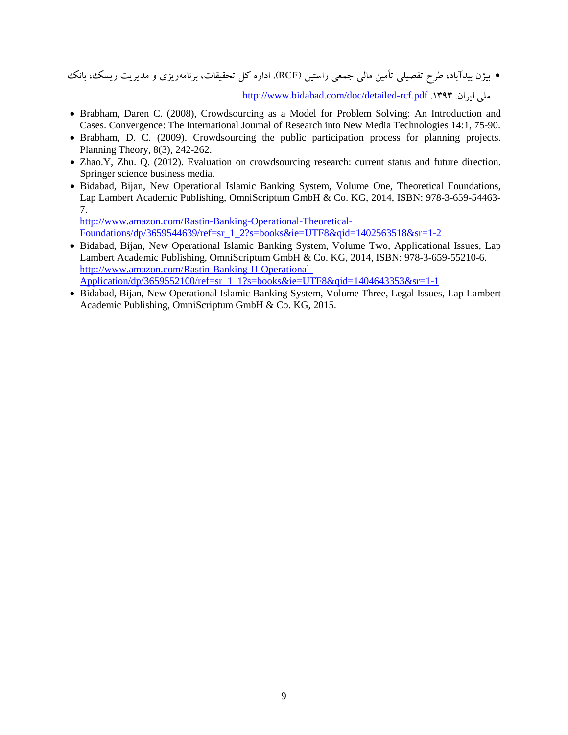- بیژن بیدآباد، طرح تفصیلی تأمین مالی جمعی راستین (RCF). اداره کل تحقیقات، برنامه‌ریزی و مدیریت ریسک، بانک ملی ایران. ۱۳۹۳. http://www.bidabad.com/doc/detailed-rcf.pdf

- Brabham, Daren C. (2008), Crowdsourcing as a Model for Problem Solving: An Introduction and Cases. Convergence: The International Journal of Research into New Media Technologies 14:1, 75-90.
- Brabham, D. C. (2009). Crowdsourcing the public participation process for planning projects. Planning Theory, 8(3), 242-262.
- Zhao.Y, Zhu. Q. (2012). Evaluation on crowdsourcing research: current status and future direction. Springer science business media.
- Bidabad, Bijan, New Operational Islamic Banking System, Volume One, Theoretical Foundations, Lap Lambert Academic Publishing, OmniScriptum GmbH & Co. KG, 2014, ISBN: 978-3-659-54463-7.
http://www.amazon.com/Rastin-Banking-Operational-Theoretical-Foundations/dp/3659544639/ref=sr_1_2?s=books&ie=UTF8&qid=1402563518&sr=1-2
- Bidabad, Bijan, New Operational Islamic Banking System, Volume Two, Applicational Issues, Lap Lambert Academic Publishing, OmniScriptum GmbH & Co. KG, 2014, ISBN: 978-3-659-55210-6.
http://www.amazon.com/Rastin-Banking-II-Operational-Application/dp/3659552100/ref=sr_1_1?s=books&ie=UTF8&qid=1404643353&sr=1-1
- Bidabad, Bijan, New Operational Islamic Banking System, Volume Three, Legal Issues, Lap Lambert Academic Publishing, OmniScriptum GmbH & Co. KG, 2015.